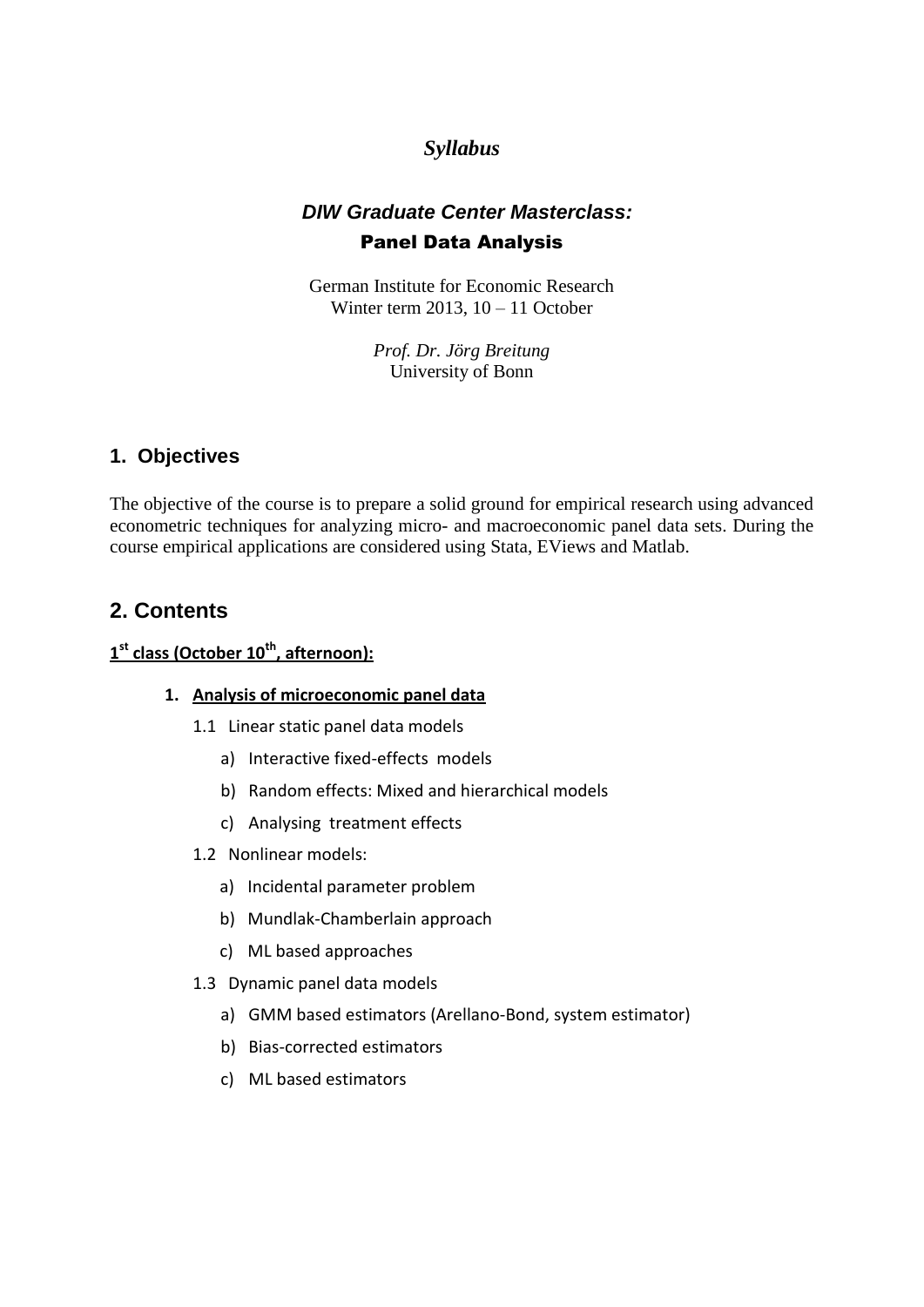*Syllabus*

# *DIW Graduate Center Masterclass:*
# Panel Data Analysis

German Institute for Economic Research
Winter term 2013, 10 – 11 October

*Prof. Dr. Jörg Breitung*
University of Bonn

## 1. Objectives

The objective of the course is to prepare a solid ground for empirical research using advanced econometric techniques for analyzing micro- and macroeconomic panel data sets. During the course empirical applications are considered using Stata, EViews and Matlab.

## 2. Contents

**1st class (October 10th, afternoon):**

1. **Analysis of microeconomic panel data**

   1.1 Linear static panel data models

   a) Interactive fixed-effects models

   b) Random effects: Mixed and hierarchical models

   c) Analysing treatment effects

   1.2 Nonlinear models:

   a) Incidental parameter problem

   b) Mundlak-Chamberlain approach

   c) ML based approaches

   1.3 Dynamic panel data models

   a) GMM based estimators (Arellano-Bond, system estimator)

   b) Bias-corrected estimators

   c) ML based estimators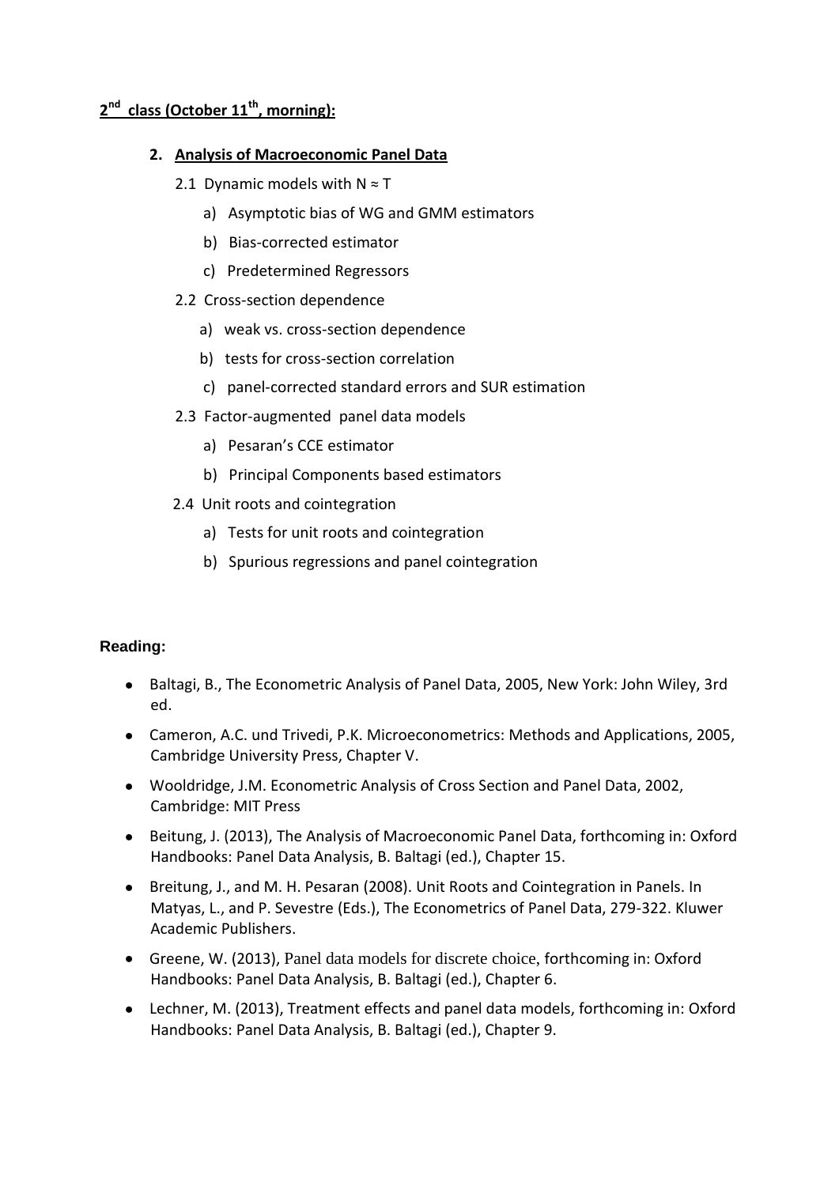**2nd class (October 11th, morning):**

2. **Analysis of Macroeconomic Panel Data**

   2.1 Dynamic models with $N \approx T$

   a) Asymptotic bias of WG and GMM estimators

   b) Bias-corrected estimator

   c) Predetermined Regressors

   2.2 Cross-section dependence

   a) weak vs. cross-section dependence

   b) tests for cross-section correlation

   c) panel-corrected standard errors and SUR estimation

   2.3 Factor-augmented panel data models

   a) Pesaran's CCE estimator

   b) Principal Components based estimators

   2.4 Unit roots and cointegration

   a) Tests for unit roots and cointegration

   b) Spurious regressions and panel cointegration

**Reading:**

- Baltagi, B., The Econometric Analysis of Panel Data, 2005, New York: John Wiley, 3rd ed.
- Cameron, A.C. und Trivedi, P.K. Microeconometrics: Methods and Applications, 2005, Cambridge University Press, Chapter V.
- Wooldridge, J.M. Econometric Analysis of Cross Section and Panel Data, 2002, Cambridge: MIT Press
- Beitung, J. (2013), The Analysis of Macroeconomic Panel Data, forthcoming in: Oxford Handbooks: Panel Data Analysis, B. Baltagi (ed.), Chapter 15.
- Breitung, J., and M. H. Pesaran (2008). Unit Roots and Cointegration in Panels. In Matyas, L., and P. Sevestre (Eds.), The Econometrics of Panel Data, 279-322. Kluwer Academic Publishers.
- Greene, W. (2013), Panel data models for discrete choice, forthcoming in: Oxford Handbooks: Panel Data Analysis, B. Baltagi (ed.), Chapter 6.
- Lechner, M. (2013), Treatment effects and panel data models, forthcoming in: Oxford Handbooks: Panel Data Analysis, B. Baltagi (ed.), Chapter 9.